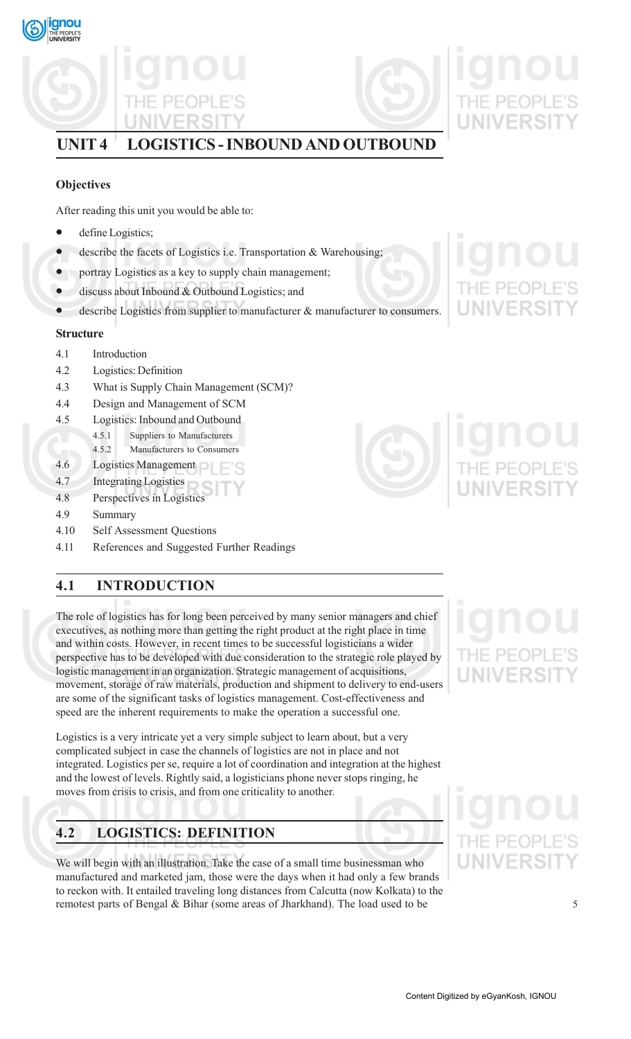# UNIT 4 LOGISTICS - INBOUND AND OUTBOUND

**Objectives**

After reading this unit you would be able to:

- define Logistics;
- describe the facets of Logistics i.e. Transportation & Warehousing;
- portray Logistics as a key to supply chain management;
- discuss about Inbound & Outbound Logistics; and
- describe Logistics from supplier to manufacturer & manufacturer to consumers.

**Structure**

- 4.1 Introduction
- 4.2 Logistics: Definition
- 4.3 What is Supply Chain Management (SCM)?
- 4.4 Design and Management of SCM
- 4.5 Logistics: Inbound and Outbound
  - 4.5.1 Suppliers to Manufacturers
  - 4.5.2 Manufacturers to Consumers
- 4.6 Logistics Management
- 4.7 Integrating Logistics
- 4.8 Perspectives in Logistics
- 4.9 Summary
- 4.10 Self Assessment Questions
- 4.11 References and Suggested Further Readings

## 4.1 INTRODUCTION

The role of logistics has for long been perceived by many senior managers and chief executives, as nothing more than getting the right product at the right place in time and within costs. However, in recent times to be successful logisticians a wider perspective has to be developed with due consideration to the strategic role played by logistic management in an organization. Strategic management of acquisitions, movement, storage of raw materials, production and shipment to delivery to end-users are some of the significant tasks of logistics management. Cost-effectiveness and speed are the inherent requirements to make the operation a successful one.

Logistics is a very intricate yet a very simple subject to learn about, but a very complicated subject in case the channels of logistics are not in place and not integrated. Logistics per se, require a lot of coordination and integration at the highest and the lowest of levels. Rightly said, a logisticians phone never stops ringing, he moves from crisis to crisis, and from one criticality to another.

## 4.2 LOGISTICS: DEFINITION

We will begin with an illustration. Take the case of a small time businessman who manufactured and marketed jam, those were the days when it had only a few brands to reckon with. It entailed traveling long distances from Calcutta (now Kolkata) to the remotest parts of Bengal & Bihar (some areas of Jharkhand). The load used to be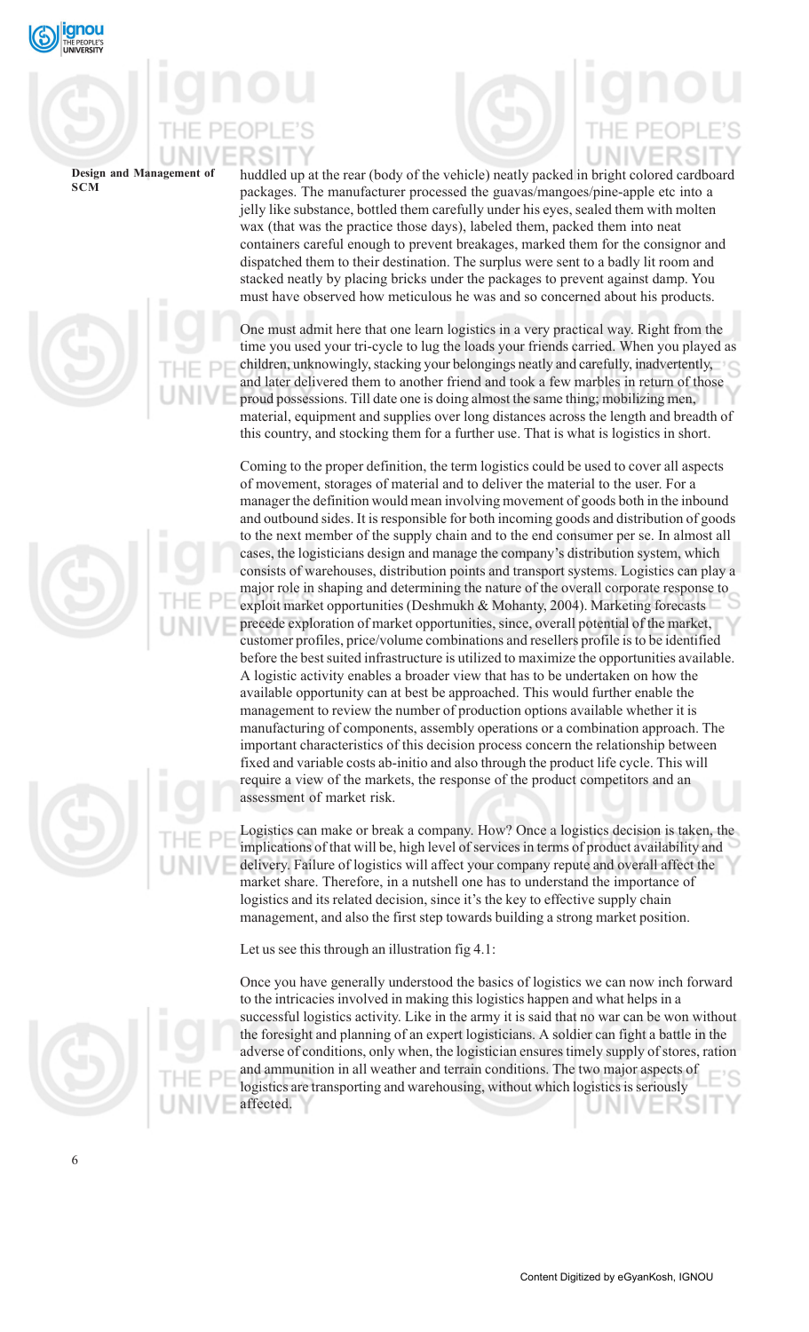huddled up at the rear (body of the vehicle) neatly packed in bright colored cardboard packages. The manufacturer processed the guavas/mangoes/pine-apple etc into a jelly like substance, bottled them carefully under his eyes, sealed them with molten wax (that was the practice those days), labeled them, packed them into neat containers careful enough to prevent breakages, marked them for the consignor and dispatched them to their destination. The surplus were sent to a badly lit room and stacked neatly by placing bricks under the packages to prevent against damp. You must have observed how meticulous he was and so concerned about his products.

One must admit here that one learn logistics in a very practical way. Right from the time you used your tri-cycle to lug the loads your friends carried. When you played as children, unknowingly, stacking your belongings neatly and carefully, inadvertently, and later delivered them to another friend and took a few marbles in return of those proud possessions. Till date one is doing almost the same thing; mobilizing men, material, equipment and supplies over long distances across the length and breadth of this country, and stocking them for a further use. That is what is logistics in short.

Coming to the proper definition, the term logistics could be used to cover all aspects of movement, storages of material and to deliver the material to the user. For a manager the definition would mean involving movement of goods both in the inbound and outbound sides. It is responsible for both incoming goods and distribution of goods to the next member of the supply chain and to the end consumer per se. In almost all cases, the logisticians design and manage the company's distribution system, which consists of warehouses, distribution points and transport systems. Logistics can play a major role in shaping and determining the nature of the overall corporate response to exploit market opportunities (Deshmukh & Mohanty, 2004). Marketing forecasts precede exploration of market opportunities, since, overall potential of the market, customer profiles, price/volume combinations and resellers profile is to be identified before the best suited infrastructure is utilized to maximize the opportunities available. A logistic activity enables a broader view that has to be undertaken on how the available opportunity can at best be approached. This would further enable the management to review the number of production options available whether it is manufacturing of components, assembly operations or a combination approach. The important characteristics of this decision process concern the relationship between fixed and variable costs ab-initio and also through the product life cycle. This will require a view of the markets, the response of the product competitors and an assessment of market risk.

Logistics can make or break a company. How? Once a logistics decision is taken, the implications of that will be, high level of services in terms of product availability and delivery. Failure of logistics will affect your company repute and overall affect the market share. Therefore, in a nutshell one has to understand the importance of logistics and its related decision, since it's the key to effective supply chain management, and also the first step towards building a strong market position.

Let us see this through an illustration fig 4.1:

Once you have generally understood the basics of logistics we can now inch forward to the intricacies involved in making this logistics happen and what helps in a successful logistics activity. Like in the army it is said that no war can be won without the foresight and planning of an expert logisticians. A soldier can fight a battle in the adverse of conditions, only when, the logistician ensures timely supply of stores, ration and ammunition in all weather and terrain conditions. The two major aspects of logistics are transporting and warehousing, without which logistics is seriously affected.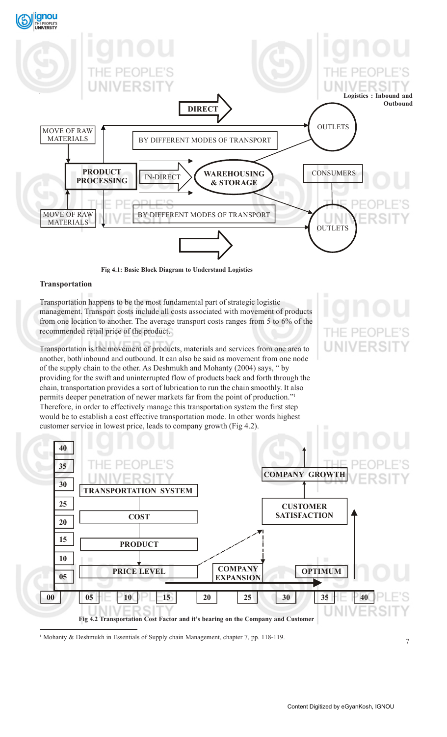Fig 4.1: Basic Block Diagram to Understand Logistics

**Transportation**

Transportation happens to be the most fundamental part of strategic logistic management. Transport costs include all costs associated with movement of products from one location to another. The average transport costs ranges from 5 to 6% of the recommended retail price of the product.

Transportation is the movement of products, materials and services from one area to another, both inbound and outbound. It can also be said as movement from one node of the supply chain to the other. As Deshmukh and Mohanty (2004) says, " by providing for the swift and uninterrupted flow of products back and forth through the chain, transportation provides a sort of lubrication to run the chain smoothly. It also permits deeper penetration of newer markets far from the point of production."[1] Therefore, in order to effectively manage this transportation system the first step would be to establish a cost effective transportation mode. In other words highest customer service in lowest price, leads to company growth (Fig 4.2).

Fig 4.2 Transportation Cost Factor and it's bearing on the Company and Customer

[1] Mohanty & Deshmukh in Essentials of Supply chain Management, chapter 7, pp. 118-119.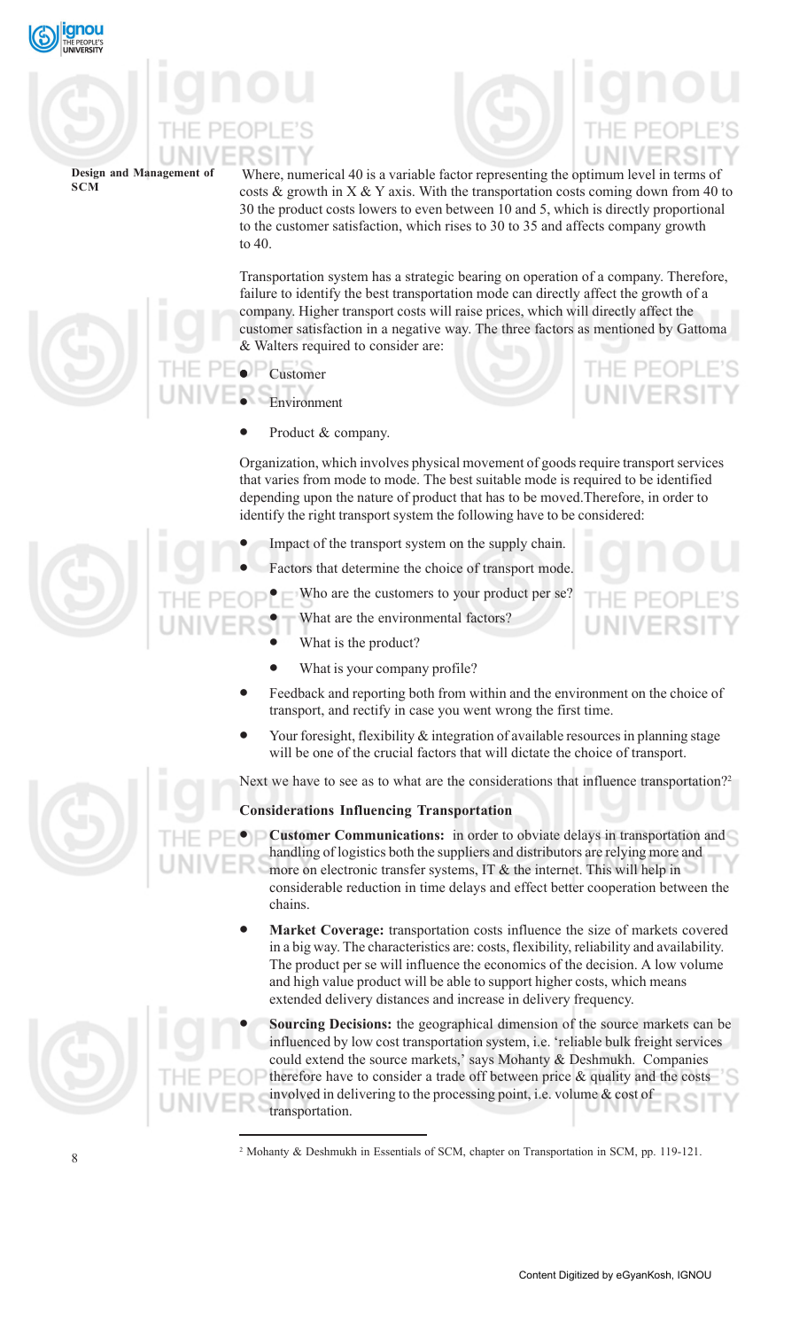Where, numerical 40 is a variable factor representing the optimum level in terms of costs & growth in X & Y axis. With the transportation costs coming down from 40 to 30 the product costs lowers to even between 10 and 5, which is directly proportional to the customer satisfaction, which rises to 30 to 35 and affects company growth to 40.

Transportation system has a strategic bearing on operation of a company. Therefore, failure to identify the best transportation mode can directly affect the growth of a company. Higher transport costs will raise prices, which will directly affect the customer satisfaction in a negative way. The three factors as mentioned by Gattoma & Walters required to consider are:

- Customer
- Environment
- Product & company.

Organization, which involves physical movement of goods require transport services that varies from mode to mode. The best suitable mode is required to be identified depending upon the nature of product that has to be moved.Therefore, in order to identify the right transport system the following have to be considered:

- Impact of the transport system on the supply chain.
- Factors that determine the choice of transport mode.
  - Who are the customers to your product per se?
  - What are the environmental factors?
  - What is the product?
  - What is your company profile?
- Feedback and reporting both from within and the environment on the choice of transport, and rectify in case you went wrong the first time.
- Your foresight, flexibility & integration of available resources in planning stage will be one of the crucial factors that will dictate the choice of transport.

Next we have to see as to what are the considerations that influence transportation?[2]

**Considerations Influencing Transportation**

- **Customer Communications:** in order to obviate delays in transportation and handling of logistics both the suppliers and distributors are relying more and more on electronic transfer systems, IT & the internet. This will help in considerable reduction in time delays and effect better cooperation between the chains.
- **Market Coverage:** transportation costs influence the size of markets covered in a big way. The characteristics are: costs, flexibility, reliability and availability. The product per se will influence the economics of the decision. A low volume and high value product will be able to support higher costs, which means extended delivery distances and increase in delivery frequency.
- **Sourcing Decisions:** the geographical dimension of the source markets can be influenced by low cost transportation system, i.e. 'reliable bulk freight services could extend the source markets,' says Mohanty & Deshmukh. Companies therefore have to consider a trade off between price & quality and the costs involved in delivering to the processing point, i.e. volume & cost of transportation.

---

[2] Mohanty & Deshmukh in Essentials of SCM, chapter on Transportation in SCM, pp. 119-121.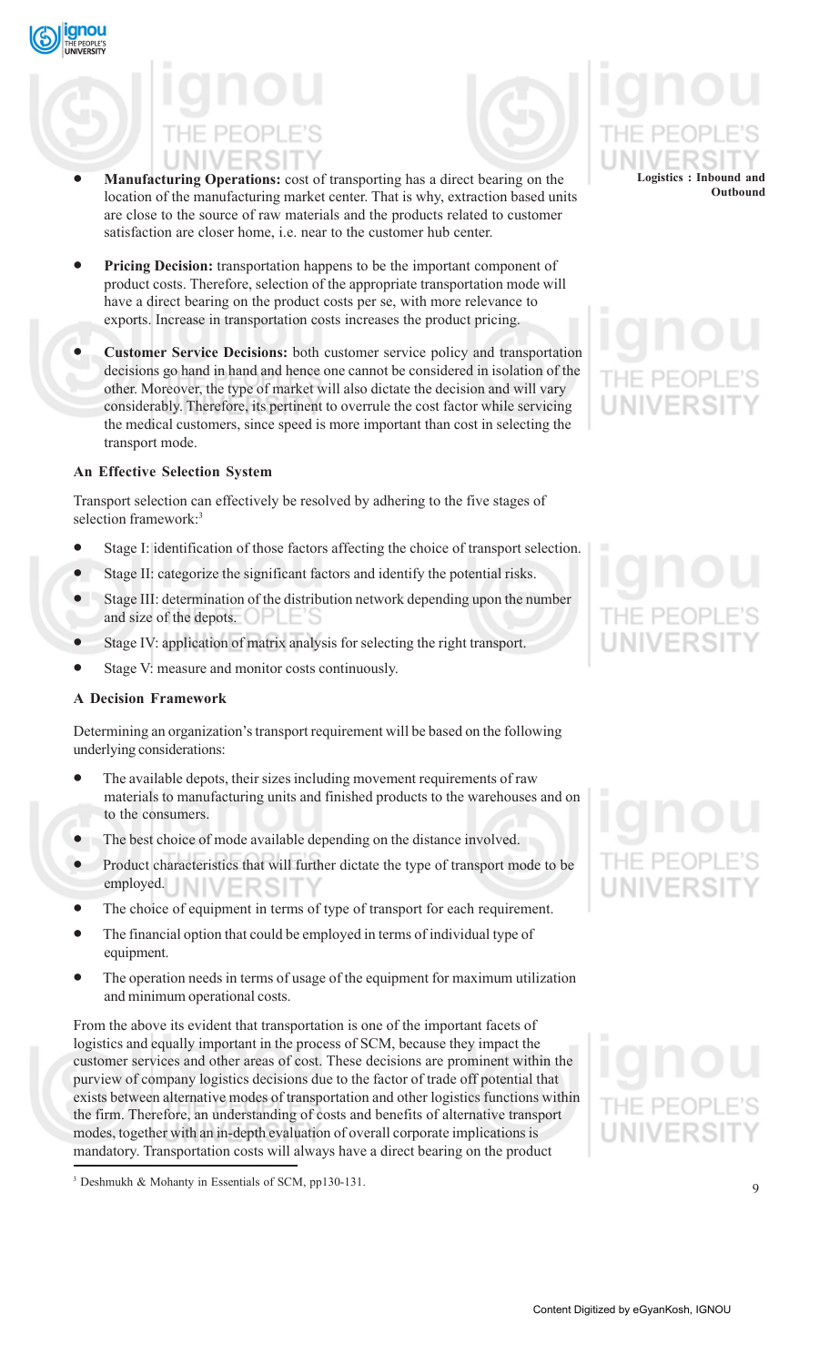- **Manufacturing Operations:** cost of transporting has a direct bearing on the location of the manufacturing market center. That is why, extraction based units are close to the source of raw materials and the products related to customer satisfaction are closer home, i.e. near to the customer hub center.

- **Pricing Decision:** transportation happens to be the important component of product costs. Therefore, selection of the appropriate transportation mode will have a direct bearing on the product costs per se, with more relevance to exports. Increase in transportation costs increases the product pricing.

- **Customer Service Decisions:** both customer service policy and transportation decisions go hand in hand and hence one cannot be considered in isolation of the other. Moreover, the type of market will also dictate the decision and will vary considerably. Therefore, its pertinent to overrule the cost factor while servicing the medical customers, since speed is more important than cost in selecting the transport mode.

### An Effective Selection System

Transport selection can effectively be resolved by adhering to the five stages of selection framework:[3]

- Stage I: identification of those factors affecting the choice of transport selection.
- Stage II: categorize the significant factors and identify the potential risks.
- Stage III: determination of the distribution network depending upon the number and size of the depots.
- Stage IV: application of matrix analysis for selecting the right transport.
- Stage V: measure and monitor costs continuously.

### A Decision Framework

Determining an organization's transport requirement will be based on the following underlying considerations:

- The available depots, their sizes including movement requirements of raw materials to manufacturing units and finished products to the warehouses and on to the consumers.
- The best choice of mode available depending on the distance involved.
- Product characteristics that will further dictate the type of transport mode to be employed.
- The choice of equipment in terms of type of transport for each requirement.
- The financial option that could be employed in terms of individual type of equipment.
- The operation needs in terms of usage of the equipment for maximum utilization and minimum operational costs.

From the above its evident that transportation is one of the important facets of logistics and equally important in the process of SCM, because they impact the customer services and other areas of cost. These decisions are prominent within the purview of company logistics decisions due to the factor of trade off potential that exists between alternative modes of transportation and other logistics functions within the firm. Therefore, an understanding of costs and benefits of alternative transport modes, together with an in-depth evaluation of overall corporate implications is mandatory. Transportation costs will always have a direct bearing on the product

[3] Deshmukh & Mohanty in Essentials of SCM, pp130-131.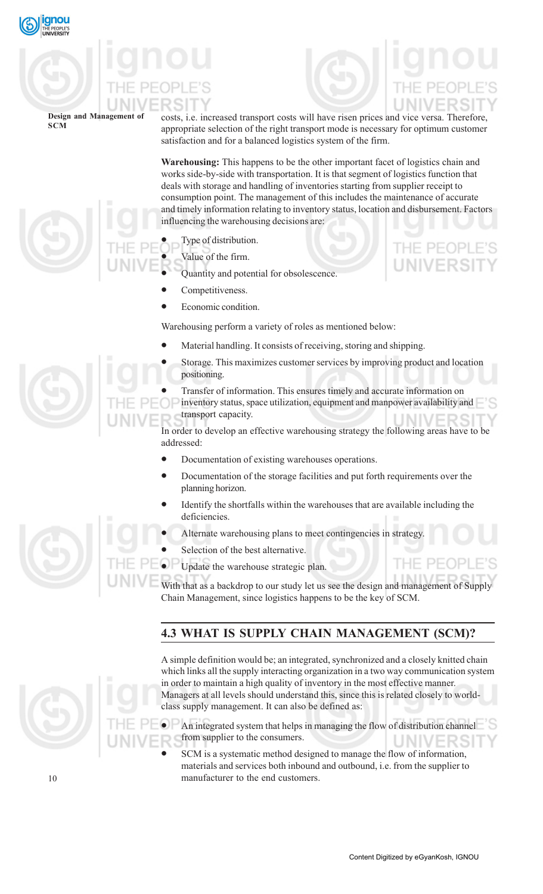costs, i.e. increased transport costs will have risen prices and vice versa. Therefore, appropriate selection of the right transport mode is necessary for optimum customer satisfaction and for a balanced logistics system of the firm.

**Warehousing:** This happens to be the other important facet of logistics chain and works side-by-side with transportation. It is that segment of logistics function that deals with storage and handling of inventories starting from supplier receipt to consumption point. The management of this includes the maintenance of accurate and timely information relating to inventory status, location and disbursement. Factors influencing the warehousing decisions are:

- Type of distribution.
- Value of the firm.
- Quantity and potential for obsolescence.
- Competitiveness.
- Economic condition.

Warehousing perform a variety of roles as mentioned below:

- Material handling. It consists of receiving, storing and shipping.
- Storage. This maximizes customer services by improving product and location positioning.
- Transfer of information. This ensures timely and accurate information on inventory status, space utilization, equipment and manpower availability and transport capacity.

In order to develop an effective warehousing strategy the following areas have to be addressed:

- Documentation of existing warehouses operations.
- Documentation of the storage facilities and put forth requirements over the planning horizon.
- Identify the shortfalls within the warehouses that are available including the deficiencies.
- Alternate warehousing plans to meet contingencies in strategy.
- Selection of the best alternative.
- Update the warehouse strategic plan.

With that as a backdrop to our study let us see the design and management of Supply Chain Management, since logistics happens to be the key of SCM.

## 4.3 WHAT IS SUPPLY CHAIN MANAGEMENT (SCM)?

A simple definition would be; an integrated, synchronized and a closely knitted chain which links all the supply interacting organization in a two way communication system in order to maintain a high quality of inventory in the most effective manner. Managers at all levels should understand this, since this is related closely to world-class supply management. It can also be defined as:

- An integrated system that helps in managing the flow of distribution channel from supplier to the consumers.
- SCM is a systematic method designed to manage the flow of information, materials and services both inbound and outbound, i.e. from the supplier to manufacturer to the end customers.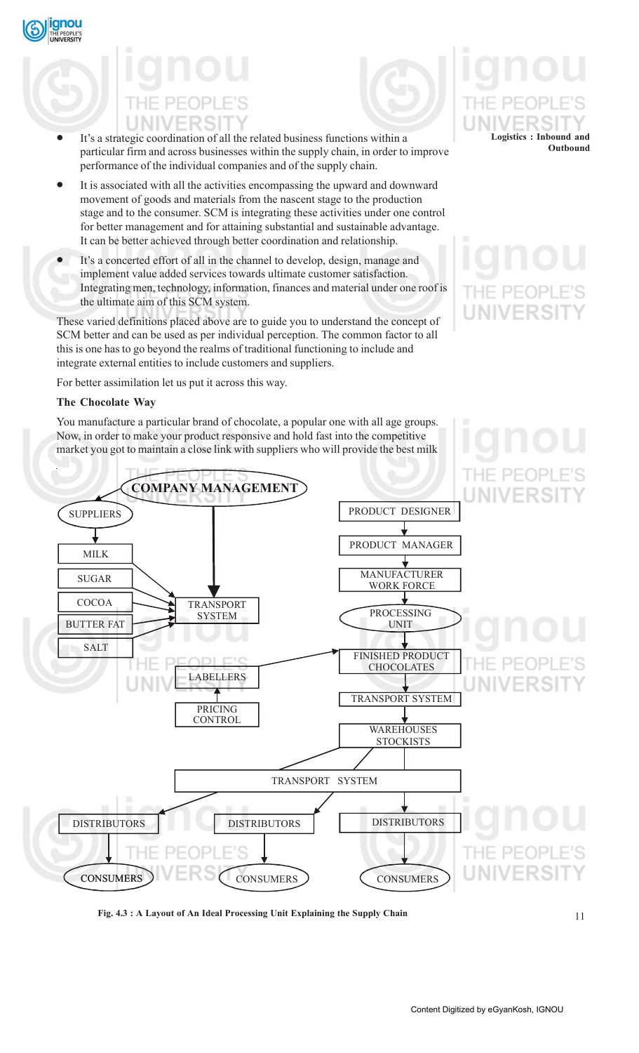- It's a strategic coordination of all the related business functions within a particular firm and across businesses within the supply chain, in order to improve performance of the individual companies and of the supply chain.
- It is associated with all the activities encompassing the upward and downward movement of goods and materials from the nascent stage to the production stage and to the consumer. SCM is integrating these activities under one control for better management and for attaining substantial and sustainable advantage. It can be better achieved through better coordination and relationship.
- It's a concerted effort of all in the channel to develop, design, manage and implement value added services towards ultimate customer satisfaction. Integrating men, technology, information, finances and material under one roof is the ultimate aim of this SCM system.

These varied definitions placed above are to guide you to understand the concept of SCM better and can be used as per individual perception. The common factor to all this is one has to go beyond the realms of traditional functioning to include and integrate external entities to include customers and suppliers.

For better assimilation let us put it across this way.

**The Chocolate Way**

You manufacture a particular brand of chocolate, a popular one with all age groups. Now, in order to make your product responsive and hold fast into the competitive market you got to maintain a close link with suppliers who will provide the best milk

COMPANY MANAGEMENT

SUPPLIERS

MILK

SUGAR

COCOA

BUTTER FAT

SALT

TRANSPORT SYSTEM

LABELLERS

PRICING CONTROL

PRODUCT DESIGNER

PRODUCT MANAGER

MANUFACTURER WORK FORCE

PROCESSING UNIT

FINISHED PRODUCT CHOCOLATES

TRANSPORT SYSTEM

WAREHOUSES STOCKISTS

TRANSPORT SYSTEM

DISTRIBUTORS | DISTRIBUTORS | DISTRIBUTORS

CONSUMERS | CONSUMERS | CONSUMERS

**Fig. 4.3 : A Layout of An Ideal Processing Unit Explaining the Supply Chain**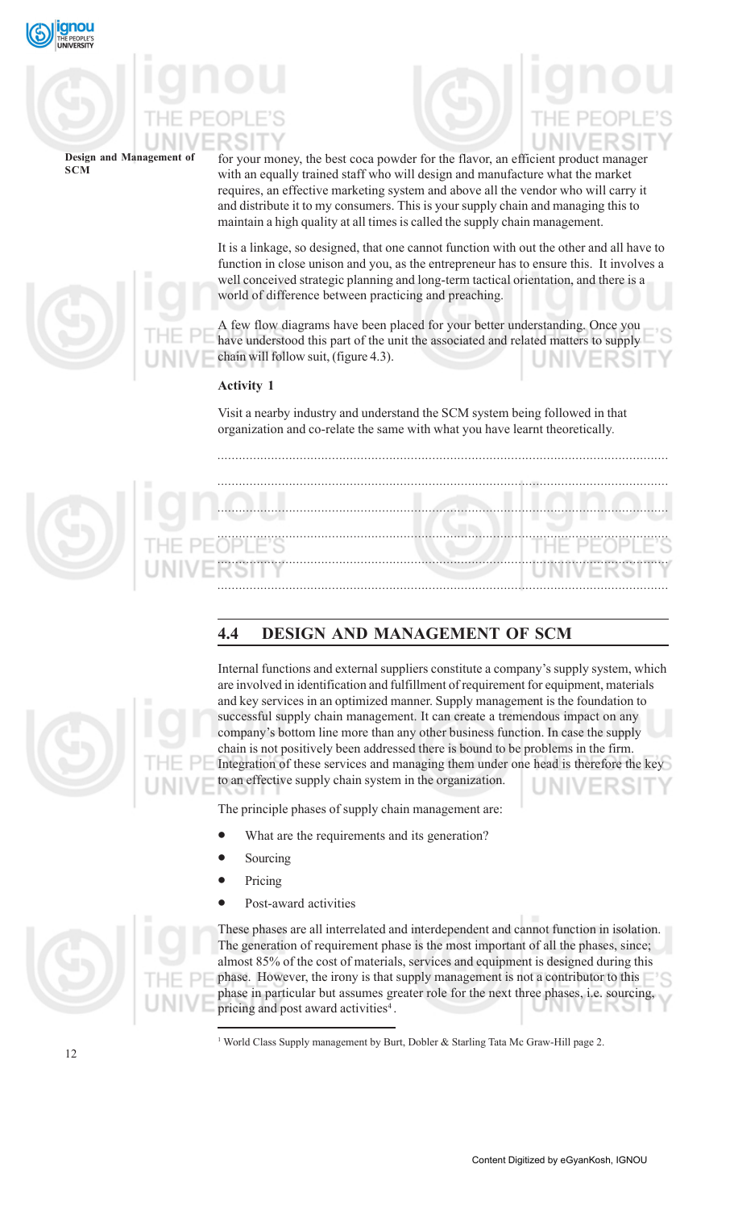for your money, the best coca powder for the flavor, an efficient product manager with an equally trained staff who will design and manufacture what the market requires, an effective marketing system and above all the vendor who will carry it and distribute it to my consumers. This is your supply chain and managing this to maintain a high quality at all times is called the supply chain management.

It is a linkage, so designed, that one cannot function with out the other and all have to function in close unison and you, as the entrepreneur has to ensure this. It involves a well conceived strategic planning and long-term tactical orientation, and there is a world of difference between practicing and preaching.

A few flow diagrams have been placed for your better understanding. Once you have understood this part of the unit the associated and related matters to supply chain will follow suit, (figure 4.3).

**Activity 1**

Visit a nearby industry and understand the SCM system being followed in that organization and co-relate the same with what you have learnt theoretically.

..............................................................................................................................

..............................................................................................................................

..............................................................................................................................

..............................................................................................................................

..............................................................................................................................

..............................................................................................................................

## 4.4 DESIGN AND MANAGEMENT OF SCM

Internal functions and external suppliers constitute a company's supply system, which are involved in identification and fulfillment of requirement for equipment, materials and key services in an optimized manner. Supply management is the foundation to successful supply chain management. It can create a tremendous impact on any company's bottom line more than any other business function. In case the supply chain is not positively been addressed there is bound to be problems in the firm. Integration of these services and managing them under one head is therefore the key to an effective supply chain system in the organization.

The principle phases of supply chain management are:

- What are the requirements and its generation?
- Sourcing
- Pricing
- Post-award activities

These phases are all interrelated and interdependent and cannot function in isolation. The generation of requirement phase is the most important of all the phases, since; almost 85% of the cost of materials, services and equipment is designed during this phase. However, the irony is that supply management is not a contributor to this phase in particular but assumes greater role for the next three phases, i.e. sourcing, pricing and post award activities[4].

---

[1] World Class Supply management by Burt, Dobler & Starling Tata Mc Graw-Hill page 2.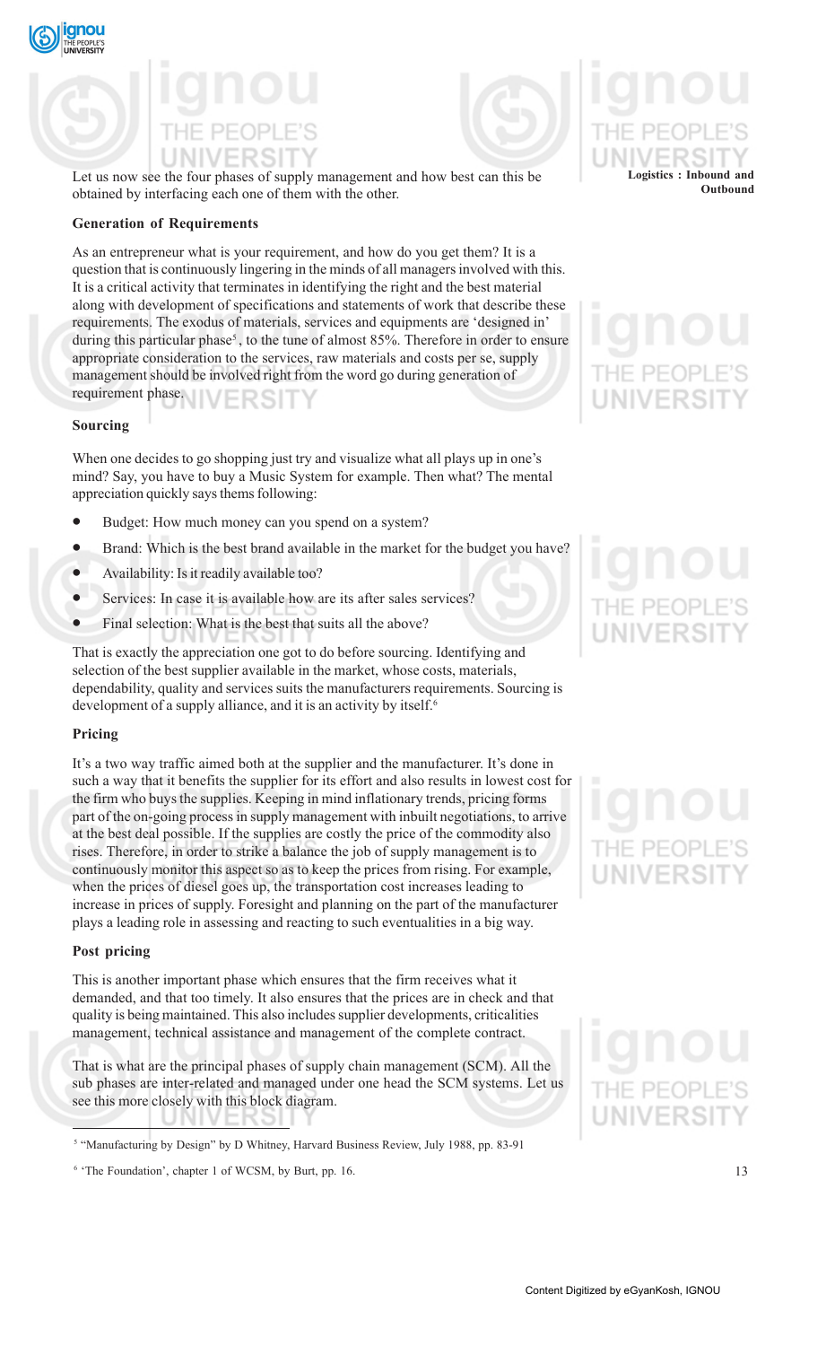Let us now see the four phases of supply management and how best can this be obtained by interfacing each one of them with the other.

**Generation of Requirements**

As an entrepreneur what is your requirement, and how do you get them? It is a question that is continuously lingering in the minds of all managers involved with this. It is a critical activity that terminates in identifying the right and the best material along with development of specifications and statements of work that describe these requirements. The exodus of materials, services and equipments are 'designed in' during this particular phase[5], to the tune of almost 85%. Therefore in order to ensure appropriate consideration to the services, raw materials and costs per se, supply management should be involved right from the word go during generation of requirement phase.

**Sourcing**

When one decides to go shopping just try and visualize what all plays up in one's mind? Say, you have to buy a Music System for example. Then what? The mental appreciation quickly says thems following:

- Budget: How much money can you spend on a system?
- Brand: Which is the best brand available in the market for the budget you have?
- Availability: Is it readily available too?
- Services: In case it is available how are its after sales services?
- Final selection: What is the best that suits all the above?

That is exactly the appreciation one got to do before sourcing. Identifying and selection of the best supplier available in the market, whose costs, materials, dependability, quality and services suits the manufacturers requirements. Sourcing is development of a supply alliance, and it is an activity by itself.[6]

**Pricing**

It's a two way traffic aimed both at the supplier and the manufacturer. It's done in such a way that it benefits the supplier for its effort and also results in lowest cost for the firm who buys the supplies. Keeping in mind inflationary trends, pricing forms part of the on-going process in supply management with inbuilt negotiations, to arrive at the best deal possible. If the supplies are costly the price of the commodity also rises. Therefore, in order to strike a balance the job of supply management is to continuously monitor this aspect so as to keep the prices from rising. For example, when the prices of diesel goes up, the transportation cost increases leading to increase in prices of supply. Foresight and planning on the part of the manufacturer plays a leading role in assessing and reacting to such eventualities in a big way.

**Post pricing**

This is another important phase which ensures that the firm receives what it demanded, and that too timely. It also ensures that the prices are in check and that quality is being maintained. This also includes supplier developments, criticalities management, technical assistance and management of the complete contract.

That is what are the principal phases of supply chain management (SCM). All the sub phases are inter-related and managed under one head the SCM systems. Let us see this more closely with this block diagram.

---

[5] "Manufacturing by Design" by D Whitney, Harvard Business Review, July 1988, pp. 83-91

[6] 'The Foundation', chapter 1 of WCSM, by Burt, pp. 16.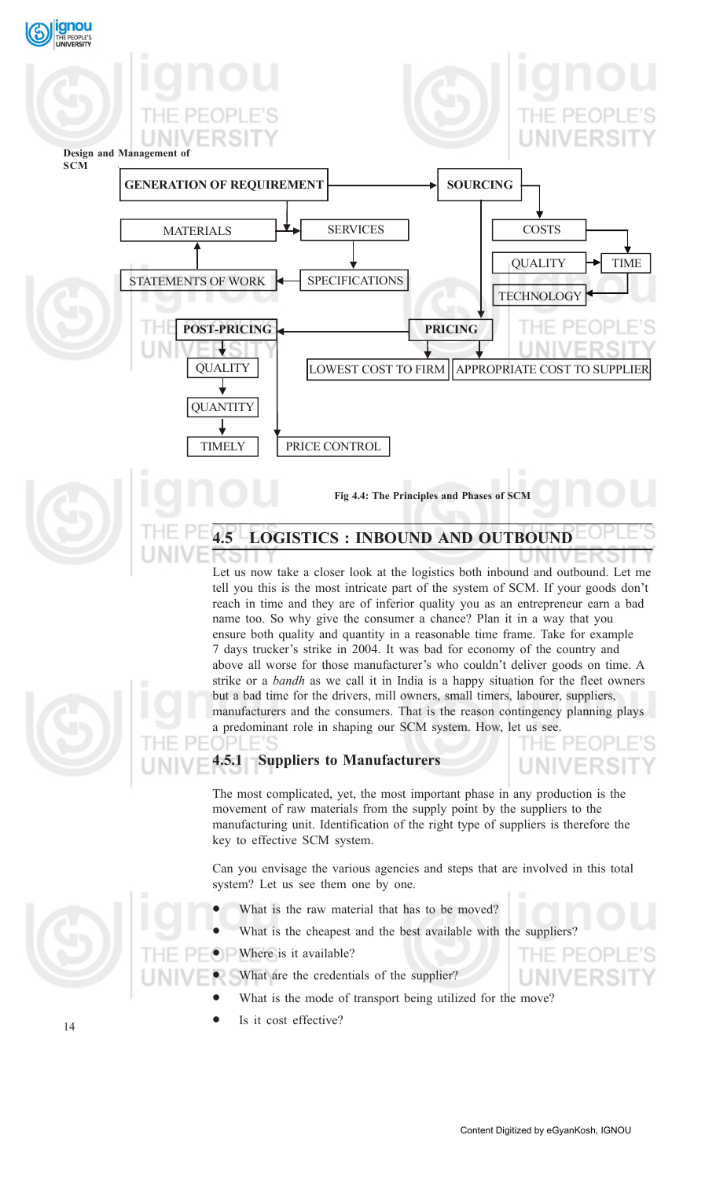GENERATION OF REQUIREMENT → SOURCING

MATERIALS, SERVICES, SPECIFICATIONS, STATEMENTS OF WORK

COSTS, QUALITY, TIME, TECHNOLOGY

PRICING: LOWEST COST TO FIRM, APPROPRIATE COST TO SUPPLIER

POST-PRICING: QUALITY, QUANTITY, TIMELY, PRICE CONTROL

Fig 4.4: The Principles and Phases of SCM

## 4.5 LOGISTICS : INBOUND AND OUTBOUND

Let us now take a closer look at the logistics both inbound and outbound. Let me tell you this is the most intricate part of the system of SCM. If your goods don't reach in time and they are of inferior quality you as an entrepreneur earn a bad name too. So why give the consumer a chance? Plan it in a way that you ensure both quality and quantity in a reasonable time frame. Take for example 7 days trucker's strike in 2004. It was bad for economy of the country and above all worse for those manufacturer's who couldn't deliver goods on time. A strike or a *bandh* as we call it in India is a happy situation for the fleet owners but a bad time for the drivers, mill owners, small timers, labourer, suppliers, manufacturers and the consumers. That is the reason contingency planning plays a predominant role in shaping our SCM system. How, let us see.

### 4.5.1 Suppliers to Manufacturers

The most complicated, yet, the most important phase in any production is the movement of raw materials from the supply point by the suppliers to the manufacturing unit. Identification of the right type of suppliers is therefore the key to effective SCM system.

Can you envisage the various agencies and steps that are involved in this total system? Let us see them one by one.

- What is the raw material that has to be moved?
- What is the cheapest and the best available with the suppliers?
- Where is it available?
- What are the credentials of the supplier?
- What is the mode of transport being utilized for the move?
- Is it cost effective?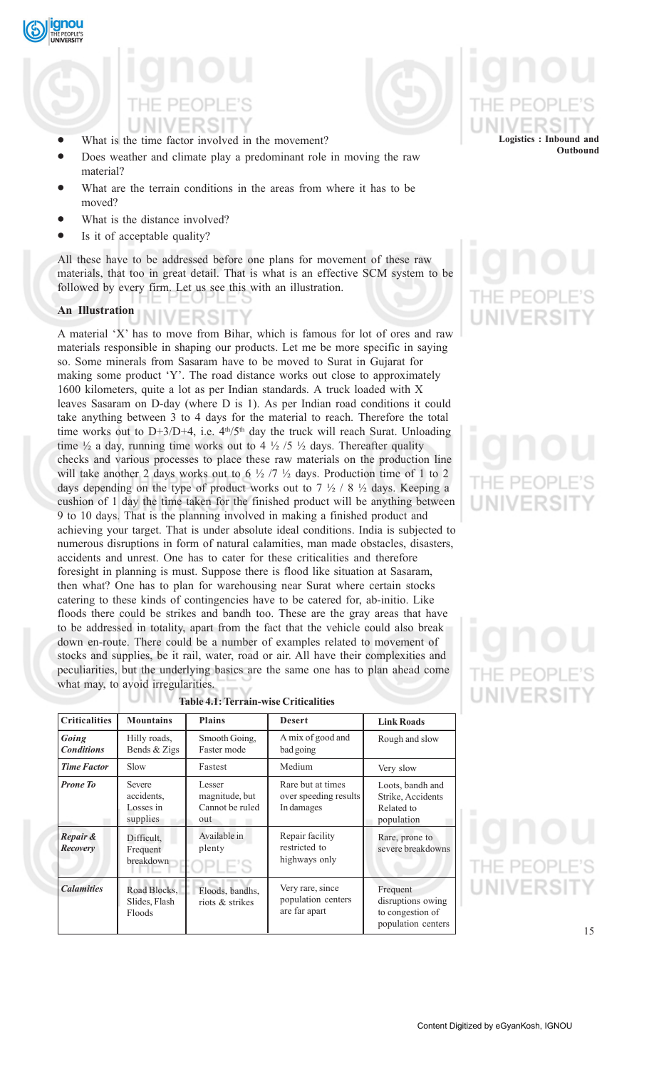- What is the time factor involved in the movement?
- Does weather and climate play a predominant role in moving the raw material?
- What are the terrain conditions in the areas from where it has to be moved?
- What is the distance involved?
- Is it of acceptable quality?

All these have to be addressed before one plans for movement of these raw materials, that too in great detail. That is what is an effective SCM system to be followed by every firm. Let us see this with an illustration.

**An Illustration**

A material 'X' has to move from Bihar, which is famous for lot of ores and raw materials responsible in shaping our products. Let me be more specific in saying so. Some minerals from Sasaram have to be moved to Surat in Gujarat for making some product 'Y'. The road distance works out close to approximately 1600 kilometers, quite a lot as per Indian standards. A truck loaded with X leaves Sasaram on D-day (where D is 1). As per Indian road conditions it could take anything between 3 to 4 days for the material to reach. Therefore the total time works out to D+3/D+4, i.e. 4th/5th day the truck will reach Surat. Unloading time ½ a day, running time works out to 4 ½ /5 ½ days. Thereafter quality checks and various processes to place these raw materials on the production line will take another 2 days works out to 6 ½ /7 ½ days. Production time of 1 to 2 days depending on the type of product works out to 7 ½ / 8 ½ days. Keeping a cushion of 1 day the time taken for the finished product will be anything between 9 to 10 days. That is the planning involved in making a finished product and achieving your target. That is under absolute ideal conditions. India is subjected to numerous disruptions in form of natural calamities, man made obstacles, disasters, accidents and unrest. One has to cater for these criticalities and therefore foresight in planning is must. Suppose there is flood like situation at Sasaram, then what? One has to plan for warehousing near Surat where certain stocks catering to these kinds of contingencies have to be catered for, ab-initio. Like floods there could be strikes and bandh too. These are the gray areas that have to be addressed in totality, apart from the fact that the vehicle could also break down en-route. There could be a number of examples related to movement of stocks and supplies, be it rail, water, road or air. All have their complexities and peculiarities, but the underlying basics are the same one has to plan ahead come what may, to avoid irregularities.

**Table 4.1: Terrain-wise Criticalities**

| Criticalities | Mountains | Plains | Desert | Link Roads |
|---|---|---|---|---|
| ***Going Conditions*** | Hilly roads, Bends & Zigs | Smooth Going, Faster mode | A mix of good and bad going | Rough and slow |
| ***Time Factor*** | Slow | Fastest | Medium | Very slow |
| ***Prone To*** | Severe accidents, Losses in supplies | Lesser magnitude, but Cannot be ruled out | Rare but at times over speeding results In damages | Loots, bandh and Strike, Accidents Related to population |
| ***Repair & Recovery*** | Difficult, Frequent breakdown | Available in plenty | Repair facility restricted to highways only | Rare, prone to severe breakdowns |
| ***Calamities*** | Road Blocks, Slides, Flash Floods | Floods, bandhs, riots & strikes | Very rare, since population centers are far apart | Frequent disruptions owing to congestion of population centers |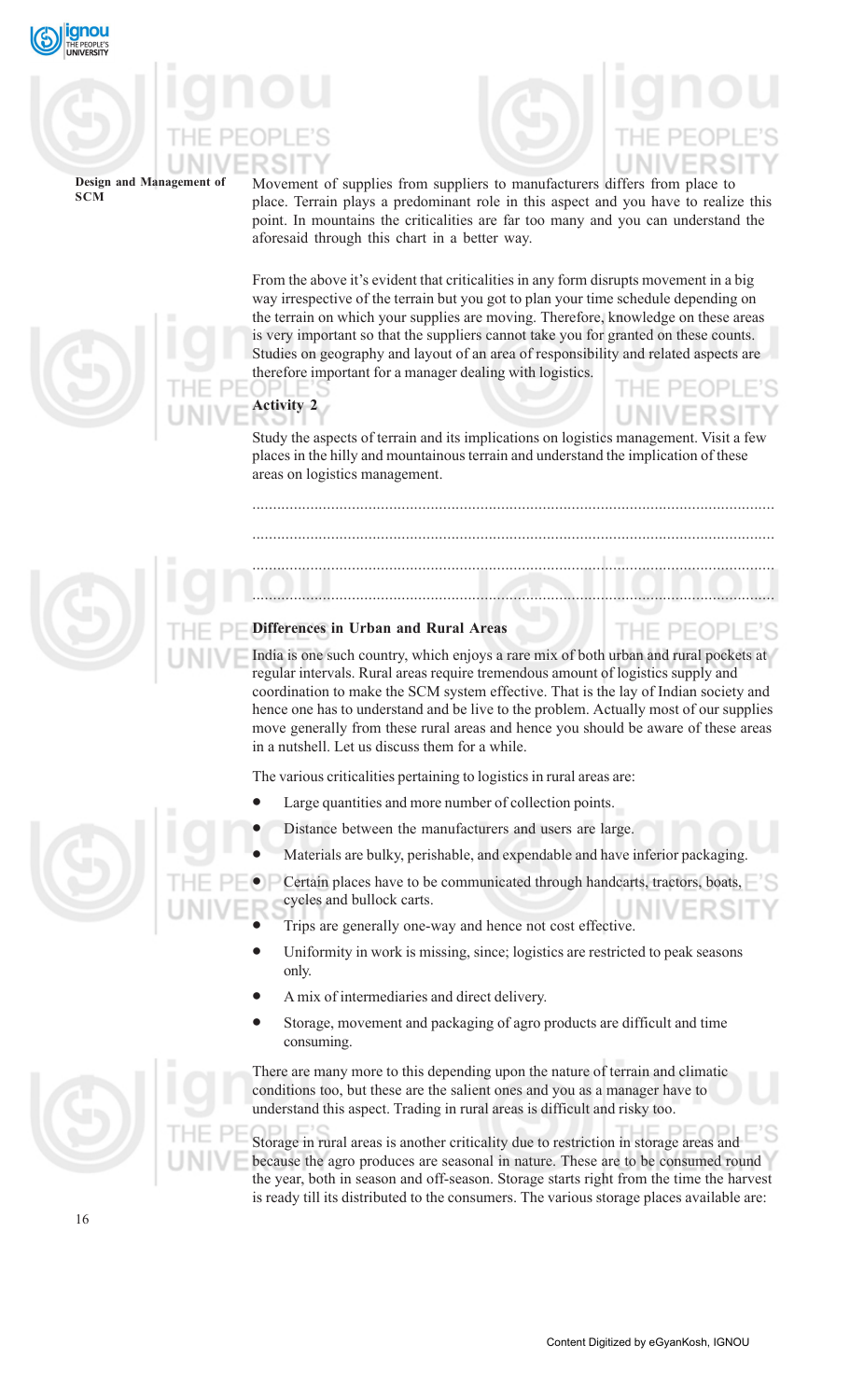Movement of supplies from suppliers to manufacturers differs from place to place. Terrain plays a predominant role in this aspect and you have to realize this point. In mountains the criticalities are far too many and you can understand the aforesaid through this chart in a better way.

From the above it's evident that criticalities in any form disrupts movement in a big way irrespective of the terrain but you got to plan your time schedule depending on the terrain on which your supplies are moving. Therefore, knowledge on these areas is very important so that the suppliers cannot take you for granted on these counts. Studies on geography and layout of an area of responsibility and related aspects are therefore important for a manager dealing with logistics.

**Activity 2**

Study the aspects of terrain and its implications on logistics management. Visit a few places in the hilly and mountainous terrain and understand the implication of these areas on logistics management.

.............................................................................................................................

.............................................................................................................................

.............................................................................................................................

.............................................................................................................................

**Differences in Urban and Rural Areas**

India is one such country, which enjoys a rare mix of both urban and rural pockets at regular intervals. Rural areas require tremendous amount of logistics supply and coordination to make the SCM system effective. That is the lay of Indian society and hence one has to understand and be live to the problem. Actually most of our supplies move generally from these rural areas and hence you should be aware of these areas in a nutshell. Let us discuss them for a while.

The various criticalities pertaining to logistics in rural areas are:

- Large quantities and more number of collection points.
- Distance between the manufacturers and users are large.
- Materials are bulky, perishable, and expendable and have inferior packaging.
- Certain places have to be communicated through handcarts, tractors, boats, cycles and bullock carts.
- Trips are generally one-way and hence not cost effective.
- Uniformity in work is missing, since; logistics are restricted to peak seasons only.
- A mix of intermediaries and direct delivery.
- Storage, movement and packaging of agro products are difficult and time consuming.

There are many more to this depending upon the nature of terrain and climatic conditions too, but these are the salient ones and you as a manager have to understand this aspect. Trading in rural areas is difficult and risky too.

Storage in rural areas is another criticality due to restriction in storage areas and because the agro produces are seasonal in nature. These are to be consumed round the year, both in season and off-season. Storage starts right from the time the harvest is ready till its distributed to the consumers. The various storage places available are: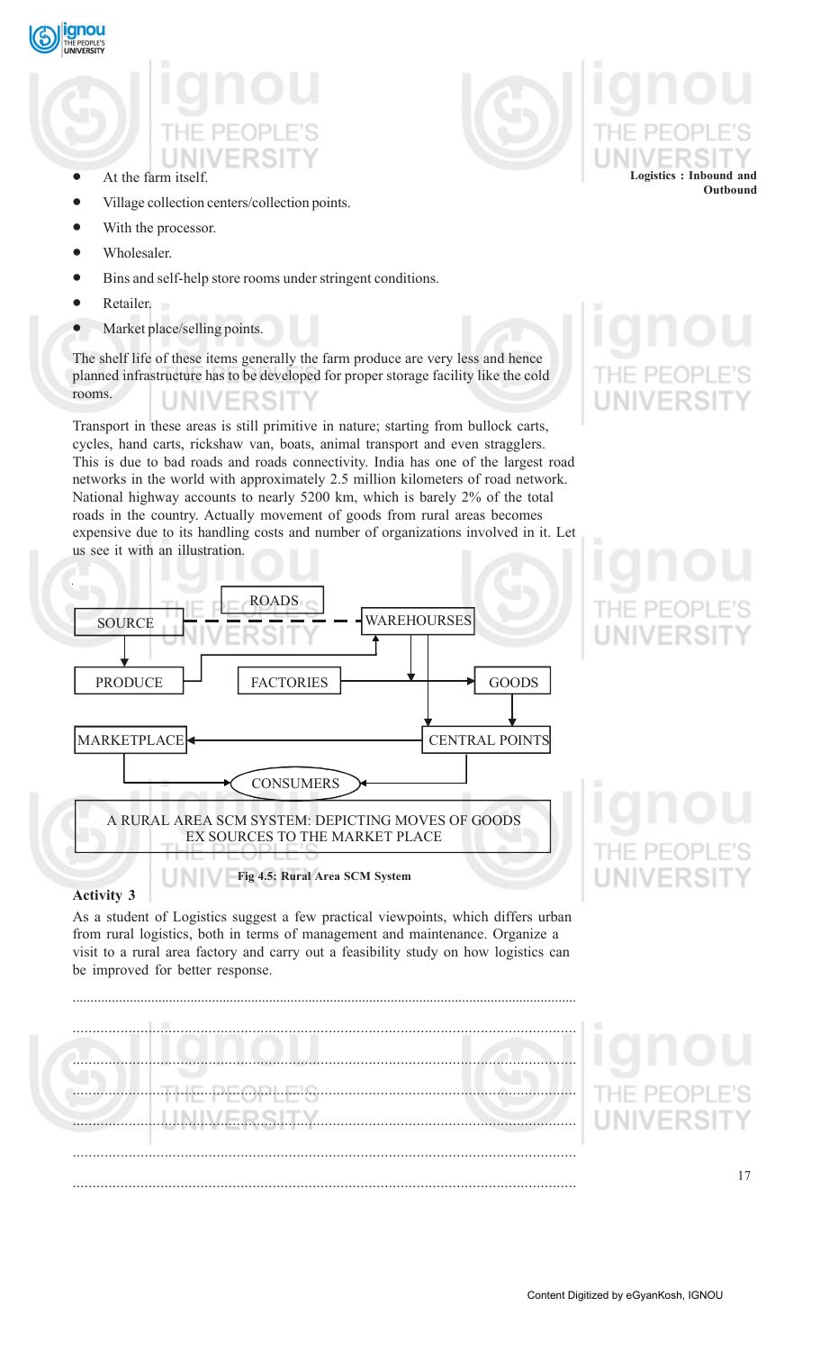- At the farm itself.
- Village collection centers/collection points.
- With the processor.
- Wholesaler.
- Bins and self-help store rooms under stringent conditions.
- Retailer.
- Market place/selling points.

The shelf life of these items generally the farm produce are very less and hence planned infrastructure has to be developed for proper storage facility like the cold rooms.

Transport in these areas is still primitive in nature; starting from bullock carts, cycles, hand carts, rickshaw van, boats, animal transport and even stragglers. This is due to bad roads and roads connectivity. India has one of the largest road networks in the world with approximately 2.5 million kilometers of road network. National highway accounts to nearly 5200 km, which is barely 2% of the total roads in the country. Actually movement of goods from rural areas becomes expensive due to its handling costs and number of organizations involved in it. Let us see it with an illustration.

SOURCE — ROADS — WAREHOURSES

PRODUCE — FACTORIES — GOODS

MARKETPLACE — CENTRAL POINTS

CONSUMERS

A RURAL AREA SCM SYSTEM: DEPICTING MOVES OF GOODS EX SOURCES TO THE MARKET PLACE

**Fig 4.5: Rural Area SCM System**

### Activity 3

As a student of Logistics suggest a few practical viewpoints, which differs urban from rural logistics, both in terms of management and maintenance. Organize a visit to a rural area factory and carry out a feasibility study on how logistics can be improved for better response.

.......................................................................................................................

.......................................................................................................................

.......................................................................................................................

.......................................................................................................................

.......................................................................................................................

.......................................................................................................................

.......................................................................................................................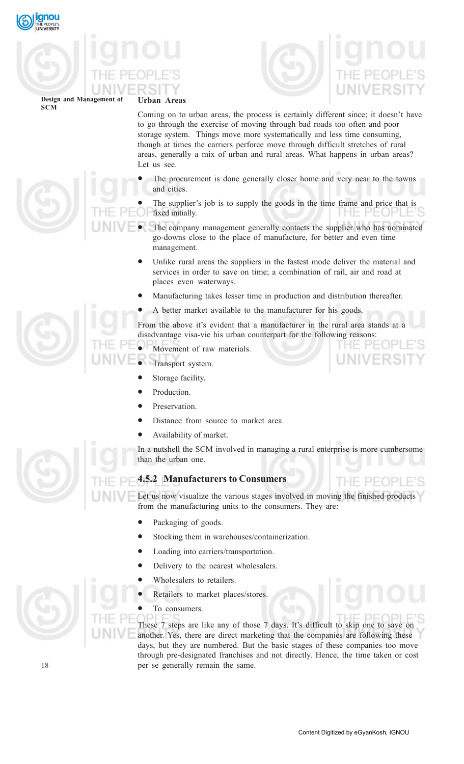**Urban Areas**

Coming on to urban areas, the process is certainly different since; it doesn't have to go through the exercise of moving through bad roads too often and poor storage system. Things move more systematically and less time consuming, though at times the carriers perforce move through difficult stretches of rural areas, generally a mix of urban and rural areas. What happens in urban areas? Let us see.

- The procurement is done generally closer home and very near to the towns and cities.
- The supplier's job is to supply the goods in the time frame and price that is fixed initially.
- The company management generally contacts the supplier who has nominated go-downs close to the place of manufacture, for better and even time management.
- Unlike rural areas the suppliers in the fastest mode deliver the material and services in order to save on time; a combination of rail, air and road at places even waterways.
- Manufacturing takes lesser time in production and distribution thereafter.
- A better market available to the manufacturer for his goods.

From the above it's evident that a manufacturer in the rural area stands at a disadvantage visa-vie his urban counterpart for the following reasons:

- Movement of raw materials.
- Transport system.
- Storage facility.
- Production.
- Preservation.
- Distance from source to market area.
- Availability of market.

In a nutshell the SCM involved in managing a rural enterprise is more cumbersome than the urban one.

### 4.5.2 Manufacturers to Consumers

Let us now visualize the various stages involved in moving the finished products from the manufacturing units to the consumers. They are:

- Packaging of goods.
- Stocking them in warehouses/containerization.
- Loading into carriers/transportation.
- Delivery to the nearest wholesalers.
- Wholesalers to retailers.
- Retailers to market places/stores.
- To consumers.

These 7 steps are like any of those 7 days. It's difficult to skip one to save on another. Yes, there are direct marketing that the companies are following these days, but they are numbered. But the basic stages of these companies too move through pre-designated franchises and not directly. Hence, the time taken or cost per se generally remain the same.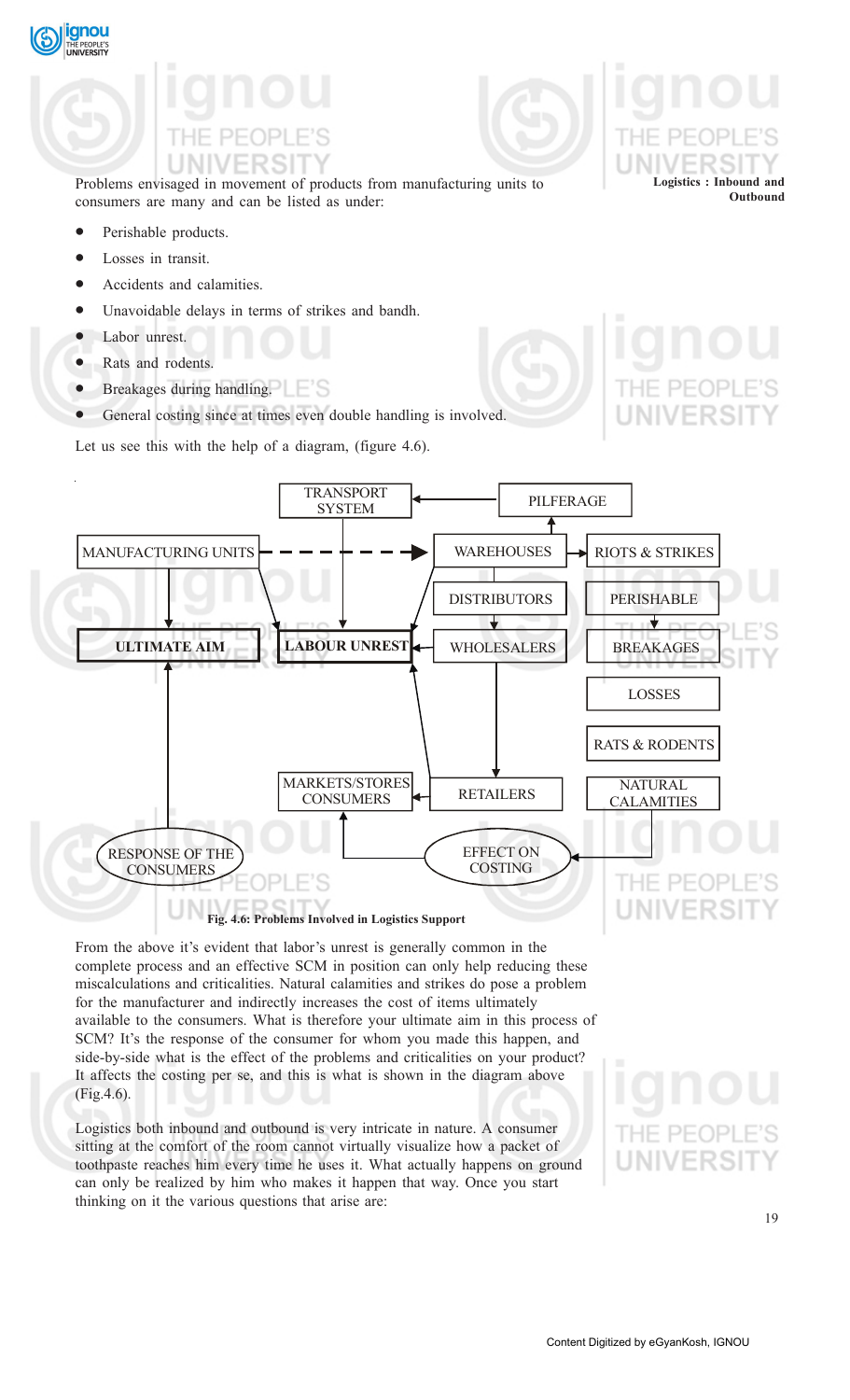Problems envisaged in movement of products from manufacturing units to consumers are many and can be listed as under:

- Perishable products.
- Losses in transit.
- Accidents and calamities.
- Unavoidable delays in terms of strikes and bandh.
- Labor unrest.
- Rats and rodents.
- Breakages during handling.
- General costing since at times even double handling is involved.

Let us see this with the help of a diagram, (figure 4.6).

TRANSPORT SYSTEM, PILFERAGE, MANUFACTURING UNITS, WAREHOUSES, RIOTS & STRIKES, DISTRIBUTORS, PERISHABLE, ULTIMATE AIM, LABOUR UNREST, WHOLESALERS, BREAKAGES, LOSSES, RATS & RODENTS, MARKETS/STORES CONSUMERS, RETAILERS, NATURAL CALAMITIES, RESPONSE OF THE CONSUMERS, EFFECT ON COSTING

**Fig. 4.6: Problems Involved in Logistics Support**

From the above it's evident that labor's unrest is generally common in the complete process and an effective SCM in position can only help reducing these miscalculations and criticalities. Natural calamities and strikes do pose a problem for the manufacturer and indirectly increases the cost of items ultimately available to the consumers. What is therefore your ultimate aim in this process of SCM? It's the response of the consumer for whom you made this happen, and side-by-side what is the effect of the problems and criticalities on your product? It affects the costing per se, and this is what is shown in the diagram above (Fig.4.6).

Logistics both inbound and outbound is very intricate in nature. A consumer sitting at the comfort of the room cannot virtually visualize how a packet of toothpaste reaches him every time he uses it. What actually happens on ground can only be realized by him who makes it happen that way. Once you start thinking on it the various questions that arise are: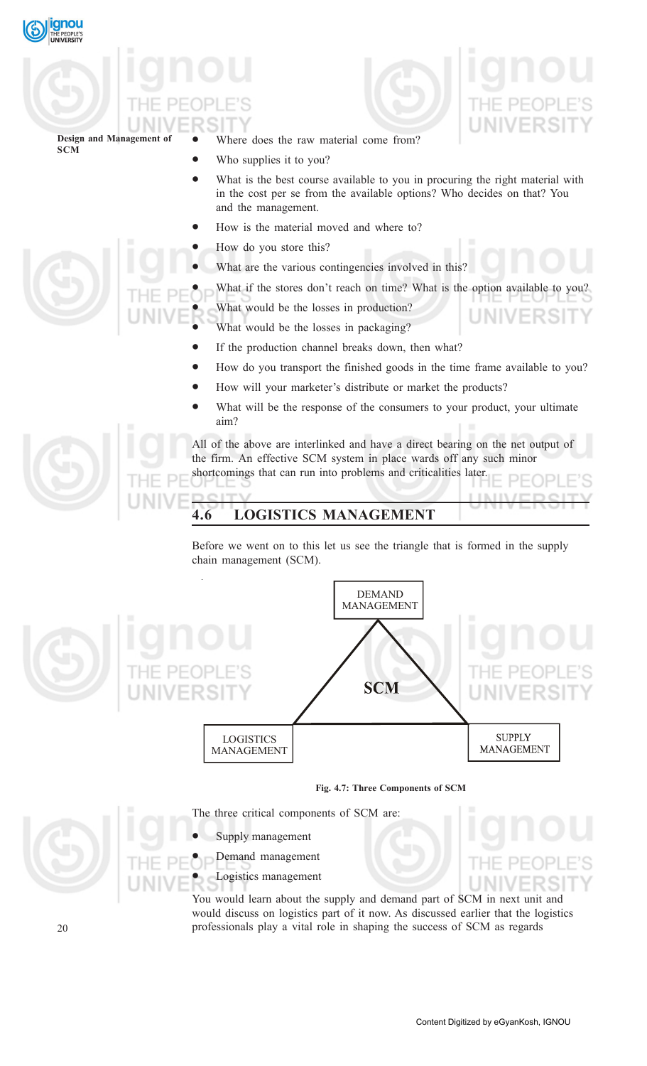- Where does the raw material come from?
- Who supplies it to you?
- What is the best course available to you in procuring the right material with in the cost per se from the available options? Who decides on that? You and the management.
- How is the material moved and where to?
- How do you store this?
- What are the various contingencies involved in this?
- What if the stores don't reach on time? What is the option available to you?
- What would be the losses in production?
- What would be the losses in packaging?
- If the production channel breaks down, then what?
- How do you transport the finished goods in the time frame available to you?
- How will your marketer's distribute or market the products?
- What will be the response of the consumers to your product, your ultimate aim?

All of the above are interlinked and have a direct bearing on the net output of the firm. An effective SCM system in place wards off any such minor shortcomings that can run into problems and criticalities later.

## 4.6 LOGISTICS MANAGEMENT

Before we went on to this let us see the triangle that is formed in the supply chain management (SCM).

DEMAND MANAGEMENT

SCM

LOGISTICS MANAGEMENT

SUPPLY MANAGEMENT

**Fig. 4.7: Three Components of SCM**

The three critical components of SCM are:

- Supply management
- Demand management
- Logistics management

You would learn about the supply and demand part of SCM in next unit and would discuss on logistics part of it now. As discussed earlier that the logistics professionals play a vital role in shaping the success of SCM as regards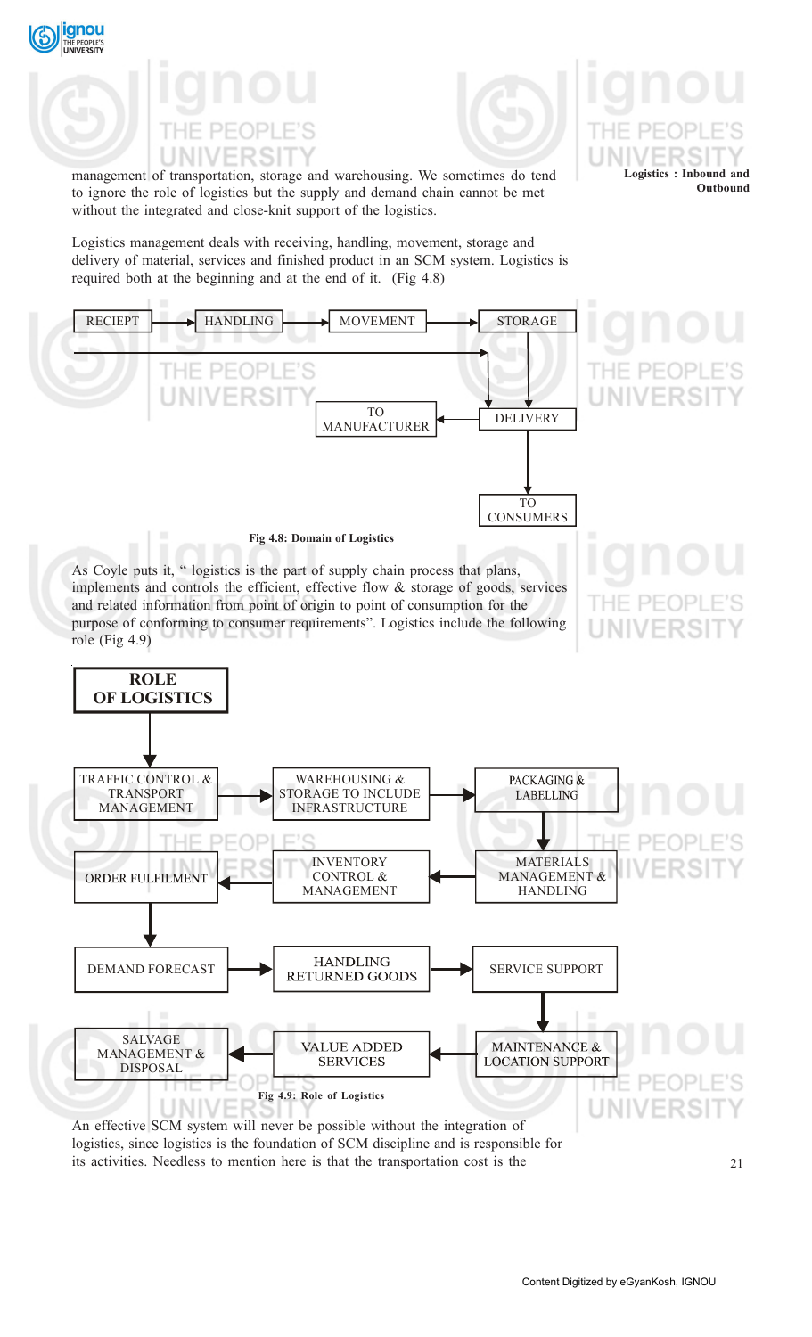management of transportation, storage and warehousing. We sometimes do tend to ignore the role of logistics but the supply and demand chain cannot be met without the integrated and close-knit support of the logistics.

Logistics management deals with receiving, handling, movement, storage and delivery of material, services and finished product in an SCM system. Logistics is required both at the beginning and at the end of it. (Fig 4.8)

RECIEPT → HANDLING → MOVEMENT → STORAGE

STORAGE → DELIVERY

DELIVERY → TO MANUFACTURER

DELIVERY → TO CONSUMERS

Fig 4.8: Domain of Logistics

As Coyle puts it, " logistics is the part of supply chain process that plans, implements and controls the efficient, effective flow & storage of goods, services and related information from point of origin to point of consumption for the purpose of conforming to consumer requirements". Logistics include the following role (Fig 4.9)

**ROLE OF LOGISTICS**

- TRAFFIC CONTROL & TRANSPORT MANAGEMENT
- WAREHOUSING & STORAGE TO INCLUDE INFRASTRUCTURE
- PACKAGING & LABELLING
- MATERIALS MANAGEMENT & HANDLING
- INVENTORY CONTROL & MANAGEMENT
- ORDER FULFILMENT
- DEMAND FORECAST
- HANDLING RETURNED GOODS
- SERVICE SUPPORT
- MAINTENANCE & LOCATION SUPPORT
- VALUE ADDED SERVICES
- SALVAGE MANAGEMENT & DISPOSAL

Fig 4.9: Role of Logistics

An effective SCM system will never be possible without the integration of logistics, since logistics is the foundation of SCM discipline and is responsible for its activities. Needless to mention here is that the transportation cost is the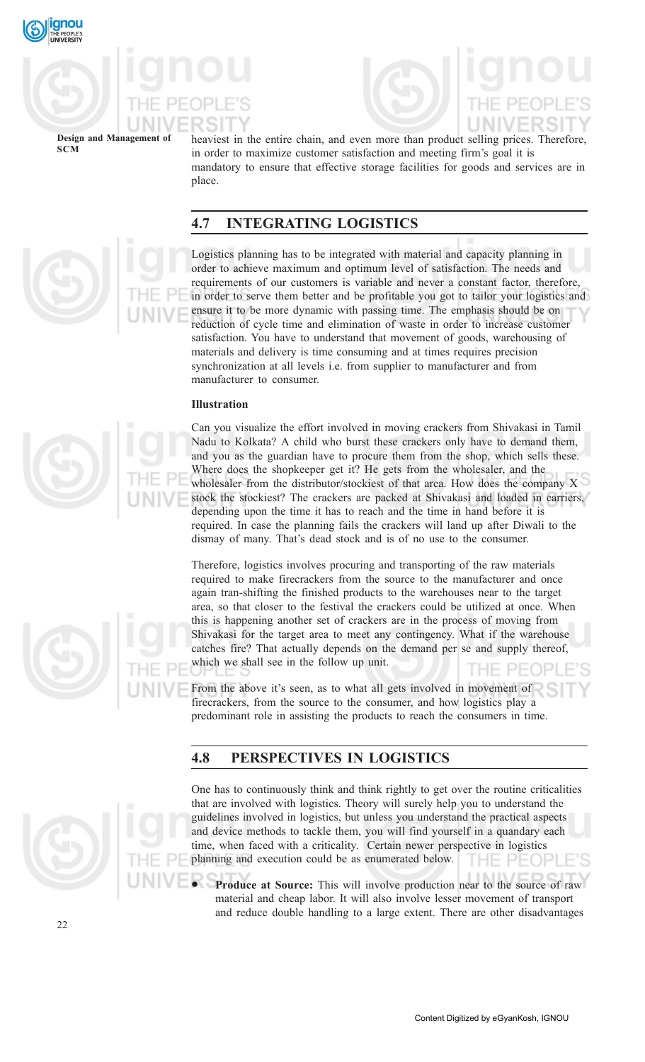heaviest in the entire chain, and even more than product selling prices. Therefore, in order to maximize customer satisfaction and meeting firm's goal it is mandatory to ensure that effective storage facilities for goods and services are in place.

## 4.7 INTEGRATING LOGISTICS

Logistics planning has to be integrated with material and capacity planning in order to achieve maximum and optimum level of satisfaction. The needs and requirements of our customers is variable and never a constant factor, therefore, in order to serve them better and be profitable you got to tailor your logistics and ensure it to be more dynamic with passing time. The emphasis should be on reduction of cycle time and elimination of waste in order to increase customer satisfaction. You have to understand that movement of goods, warehousing of materials and delivery is time consuming and at times requires precision synchronization at all levels i.e. from supplier to manufacturer and from manufacturer to consumer.

**Illustration**

Can you visualize the effort involved in moving crackers from Shivakasi in Tamil Nadu to Kolkata? A child who burst these crackers only have to demand them, and you as the guardian have to procure them from the shop, which sells these. Where does the shopkeeper get it? He gets from the wholesaler, and the wholesaler from the distributor/stockiest of that area. How does the company X stock the stockiest? The crackers are packed at Shivakasi and loaded in carriers, depending upon the time it has to reach and the time in hand before it is required. In case the planning fails the crackers will land up after Diwali to the dismay of many. That's dead stock and is of no use to the consumer.

Therefore, logistics involves procuring and transporting of the raw materials required to make firecrackers from the source to the manufacturer and once again tran-shifting the finished products to the warehouses near to the target area, so that closer to the festival the crackers could be utilized at once. When this is happening another set of crackers are in the process of moving from Shivakasi for the target area to meet any contingency. What if the warehouse catches fire? That actually depends on the demand per se and supply thereof, which we shall see in the follow up unit.

From the above it's seen, as to what all gets involved in movement of firecrackers, from the source to the consumer, and how logistics play a predominant role in assisting the products to reach the consumers in time.

## 4.8 PERSPECTIVES IN LOGISTICS

One has to continuously think and think rightly to get over the routine criticalities that are involved with logistics. Theory will surely help you to understand the guidelines involved in logistics, but unless you understand the practical aspects and device methods to tackle them, you will find yourself in a quandary each time, when faced with a criticality. Certain newer perspective in logistics planning and execution could be as enumerated below.

- **Produce at Source:** This will involve production near to the source of raw material and cheap labor. It will also involve lesser movement of transport and reduce double handling to a large extent. There are other disadvantages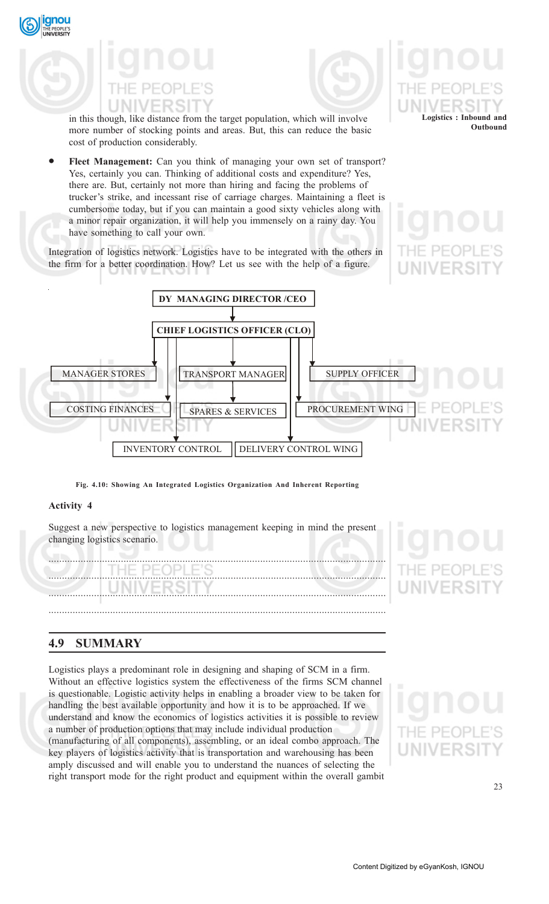in this though, like distance from the target population, which will involve more number of stocking points and areas. But, this can reduce the basic cost of production considerably.

- **Fleet Management:** Can you think of managing your own set of transport? Yes, certainly you can. Thinking of additional costs and expenditure? Yes, there are. But, certainly not more than hiring and facing the problems of trucker's strike, and incessant rise of carriage charges. Maintaining a fleet is cumbersome today, but if you can maintain a good sixty vehicles along with a minor repair organization, it will help you immensely on a rainy day. You have something to call your own.

Integration of logistics network. Logistics have to be integrated with the others in the firm for a better coordination. How? Let us see with the help of a figure.

DY MANAGING DIRECTOR /CEO

CHIEF LOGISTICS OFFICER (CLO)

MANAGER STORES | TRANSPORT MANAGER | SUPPLY OFFICER

COSTING FINANCES | SPARES & SERVICES | PROCUREMENT WING

INVENTORY CONTROL | DELIVERY CONTROL WING

**Fig. 4.10: Showing An Integrated Logistics Organization And Inherent Reporting**

**Activity 4**

Suggest a new perspective to logistics management keeping in mind the present changing logistics scenario.

.............................................................................................................................

.............................................................................................................................

.............................................................................................................................

.............................................................................................................................

## 4.9 SUMMARY

Logistics plays a predominant role in designing and shaping of SCM in a firm. Without an effective logistics system the effectiveness of the firms SCM channel is questionable. Logistic activity helps in enabling a broader view to be taken for handling the best available opportunity and how it is to be approached. If we understand and know the economics of logistics activities it is possible to review a number of production options that may include individual production (manufacturing of all components), assembling, or an ideal combo approach. The key players of logistics activity that is transportation and warehousing has been amply discussed and will enable you to understand the nuances of selecting the right transport mode for the right product and equipment within the overall gambit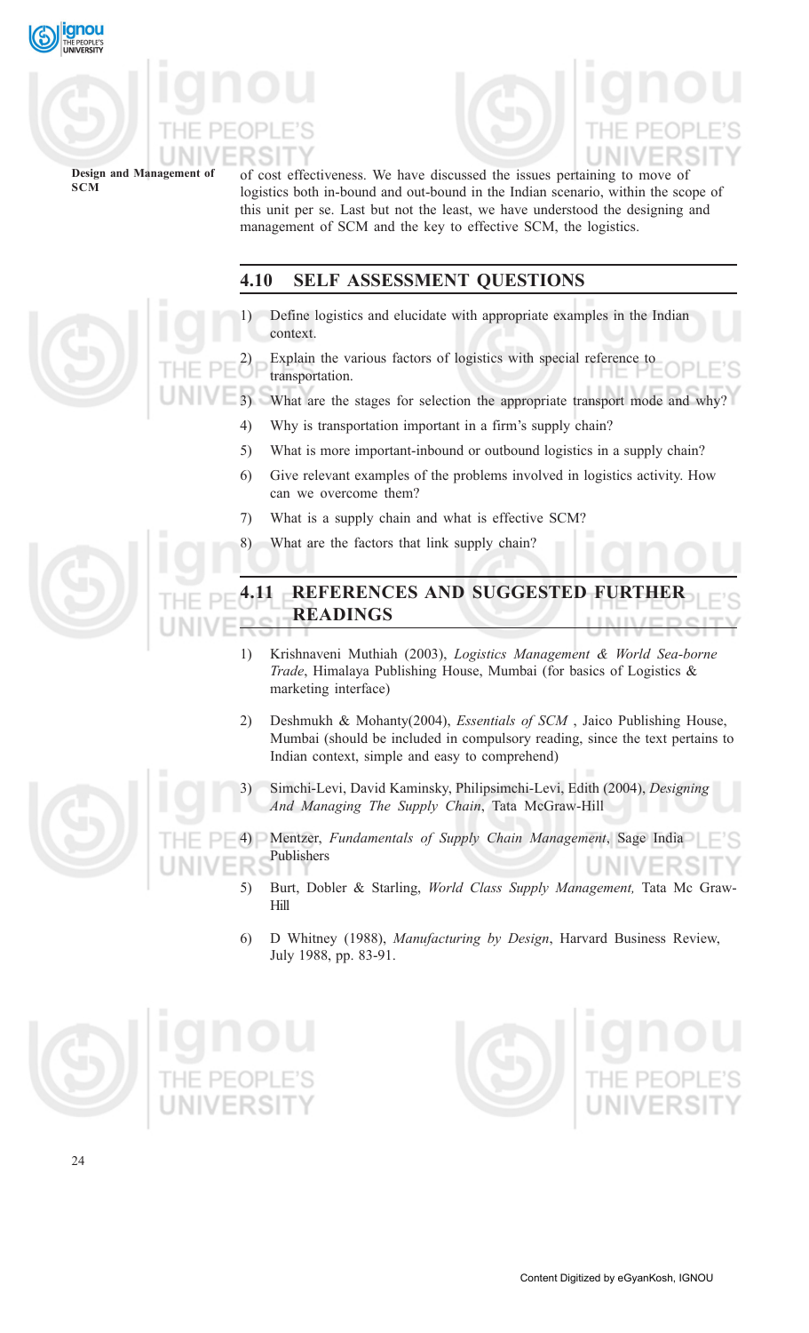of cost effectiveness. We have discussed the issues pertaining to move of logistics both in-bound and out-bound in the Indian scenario, within the scope of this unit per se. Last but not the least, we have understood the designing and management of SCM and the key to effective SCM, the logistics.

## 4.10 SELF ASSESSMENT QUESTIONS

1) Define logistics and elucidate with appropriate examples in the Indian context.
2) Explain the various factors of logistics with special reference to transportation.
3) What are the stages for selection the appropriate transport mode and why?
4) Why is transportation important in a firm's supply chain?
5) What is more important-inbound or outbound logistics in a supply chain?
6) Give relevant examples of the problems involved in logistics activity. How can we overcome them?
7) What is a supply chain and what is effective SCM?
8) What are the factors that link supply chain?

## 4.11 REFERENCES AND SUGGESTED FURTHER READINGS

1) Krishnaveni Muthiah (2003), *Logistics Management & World Sea-borne Trade*, Himalaya Publishing House, Mumbai (for basics of Logistics & marketing interface)
2) Deshmukh & Mohanty(2004), *Essentials of SCM* , Jaico Publishing House, Mumbai (should be included in compulsory reading, since the text pertains to Indian context, simple and easy to comprehend)
3) Simchi-Levi, David Kaminsky, Philipsimchi-Levi, Edith (2004), *Designing And Managing The Supply Chain*, Tata McGraw-Hill
4) Mentzer, *Fundamentals of Supply Chain Management*, Sage India Publishers
5) Burt, Dobler & Starling, *World Class Supply Management,* Tata Mc Graw-Hill
6) D Whitney (1988), *Manufacturing by Design*, Harvard Business Review, July 1988, pp. 83-91.